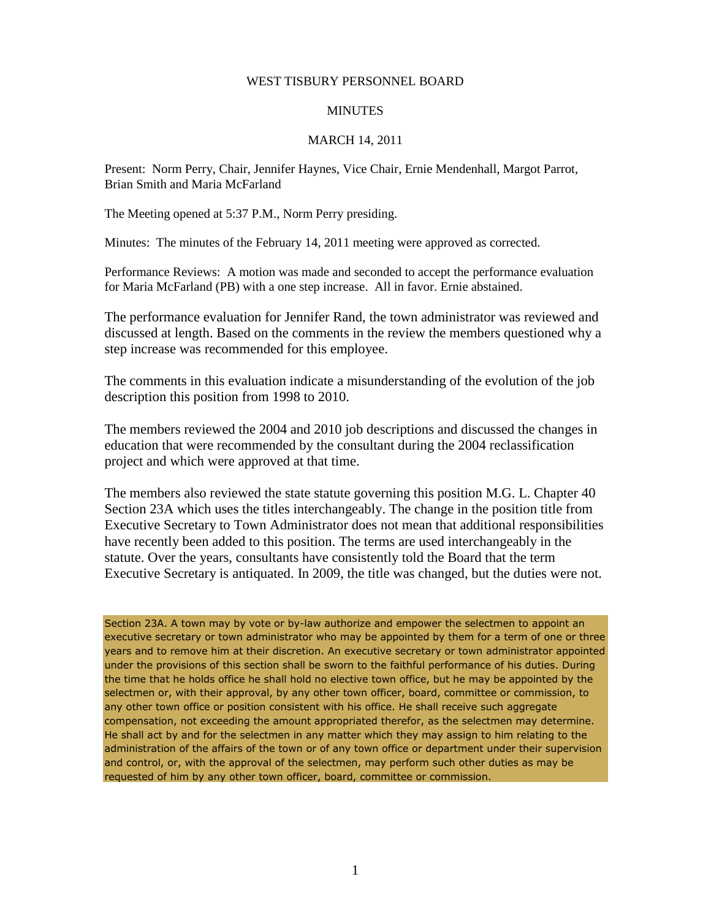WEST TISBURY PERSONNEL BOARD

MINUTES

MARCH 14, 2011

Present: Norm Perry, Chair, Jennifer Haynes, Vice Chair, Ernie Mendenhall, Margot Parrot, Brian Smith and Maria McFarland

The Meeting opened at 5:37 P.M., Norm Perry presiding.

Minutes: The minutes of the February 14, 2011 meeting were approved as corrected.

Performance Reviews: A motion was made and seconded to accept the performance evaluation for Maria McFarland (PB) with a one step increase. All in favor. Ernie abstained.

The performance evaluation for Jennifer Rand, the town administrator was reviewed and discussed at length. Based on the comments in the review the members questioned why a step increase was recommended for this employee.

The comments in this evaluation indicate a misunderstanding of the evolution of the job description this position from 1998 to 2010.

The members reviewed the 2004 and 2010 job descriptions and discussed the changes in education that were recommended by the consultant during the 2004 reclassification project and which were approved at that time.

The members also reviewed the state statute governing this position M.G. L. Chapter 40 Section 23A which uses the titles interchangeably. The change in the position title from Executive Secretary to Town Administrator does not mean that additional responsibilities have recently been added to this position. The terms are used interchangeably in the statute. Over the years, consultants have consistently told the Board that the term Executive Secretary is antiquated. In 2009, the title was changed, but the duties were not.

Section 23A. A town may by vote or by-law authorize and empower the selectmen to appoint an executive secretary or town administrator who may be appointed by them for a term of one or three years and to remove him at their discretion. An executive secretary or town administrator appointed under the provisions of this section shall be sworn to the faithful performance of his duties. During the time that he holds office he shall hold no elective town office, but he may be appointed by the selectmen or, with their approval, by any other town officer, board, committee or commission, to any other town office or position consistent with his office. He shall receive such aggregate compensation, not exceeding the amount appropriated therefor, as the selectmen may determine. He shall act by and for the selectmen in any matter which they may assign to him relating to the administration of the affairs of the town or of any town office or department under their supervision and control, or, with the approval of the selectmen, may perform such other duties as may be requested of him by any other town officer, board, committee or commission.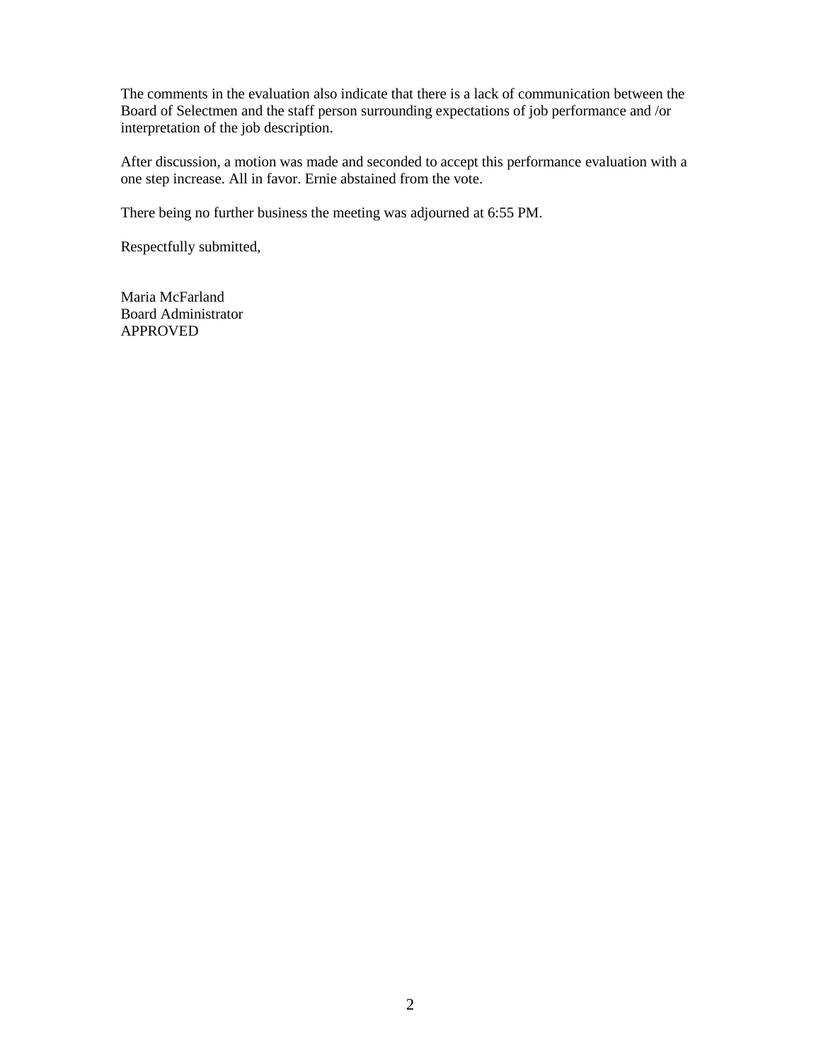The comments in the evaluation also indicate that there is a lack of communication between the Board of Selectmen and the staff person surrounding expectations of job performance and /or interpretation of the job description.

After discussion, a motion was made and seconded to accept this performance evaluation with a one step increase. All in favor. Ernie abstained from the vote.

There being no further business the meeting was adjourned at 6:55 PM.

Respectfully submitted,

Maria McFarland  
Board Administrator  
APPROVED